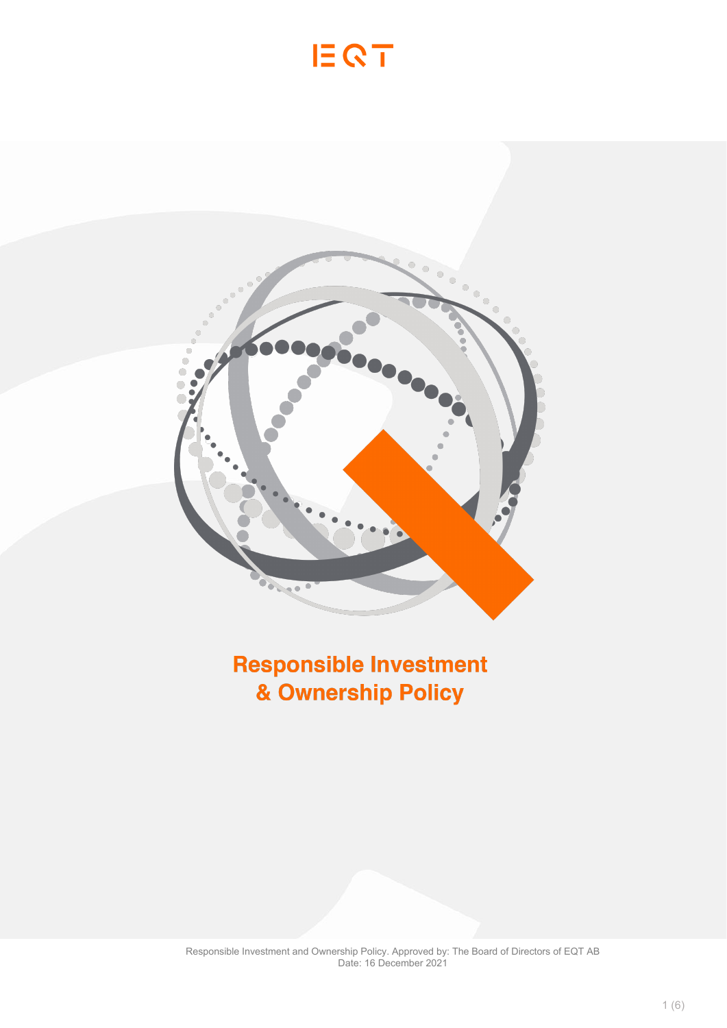EQT

# Responsible Investment & Ownership Policy

Responsible Investment and Ownership Policy. Approved by: The Board of Directors of EQT AB
Date: 16 December 2021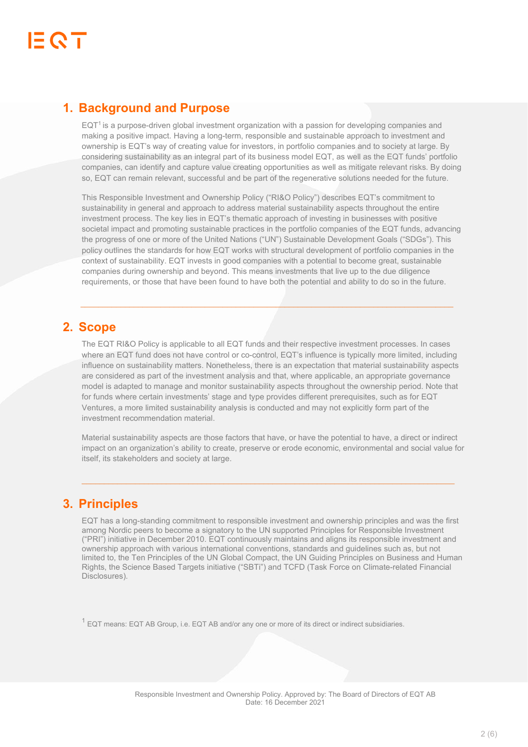## 1. Background and Purpose

EQT[1] is a purpose-driven global investment organization with a passion for developing companies and making a positive impact. Having a long-term, responsible and sustainable approach to investment and ownership is EQT's way of creating value for investors, in portfolio companies and to society at large. By considering sustainability as an integral part of its business model EQT, as well as the EQT funds' portfolio companies, can identify and capture value creating opportunities as well as mitigate relevant risks. By doing so, EQT can remain relevant, successful and be part of the regenerative solutions needed for the future.

This Responsible Investment and Ownership Policy ("RI&O Policy") describes EQT's commitment to sustainability in general and approach to address material sustainability aspects throughout the entire investment process. The key lies in EQT's thematic approach of investing in businesses with positive societal impact and promoting sustainable practices in the portfolio companies of the EQT funds, advancing the progress of one or more of the United Nations ("UN") Sustainable Development Goals ("SDGs"). This policy outlines the standards for how EQT works with structural development of portfolio companies in the context of sustainability. EQT invests in good companies with a potential to become great, sustainable companies during ownership and beyond. This means investments that live up to the due diligence requirements, or those that have been found to have both the potential and ability to do so in the future.

---

## 2. Scope

The EQT RI&O Policy is applicable to all EQT funds and their respective investment processes. In cases where an EQT fund does not have control or co-control, EQT's influence is typically more limited, including influence on sustainability matters. Nonetheless, there is an expectation that material sustainability aspects are considered as part of the investment analysis and that, where applicable, an appropriate governance model is adapted to manage and monitor sustainability aspects throughout the ownership period. Note that for funds where certain investments' stage and type provides different prerequisites, such as for EQT Ventures, a more limited sustainability analysis is conducted and may not explicitly form part of the investment recommendation material.

Material sustainability aspects are those factors that have, or have the potential to have, a direct or indirect impact on an organization's ability to create, preserve or erode economic, environmental and social value for itself, its stakeholders and society at large.

---

## 3. Principles

EQT has a long-standing commitment to responsible investment and ownership principles and was the first among Nordic peers to become a signatory to the UN supported Principles for Responsible Investment ("PRI") initiative in December 2010. EQT continuously maintains and aligns its responsible investment and ownership approach with various international conventions, standards and guidelines such as, but not limited to, the Ten Principles of the UN Global Compact, the UN Guiding Principles on Business and Human Rights, the Science Based Targets initiative ("SBTi") and TCFD (Task Force on Climate-related Financial Disclosures).

[1] EQT means: EQT AB Group, i.e. EQT AB and/or any one or more of its direct or indirect subsidiaries.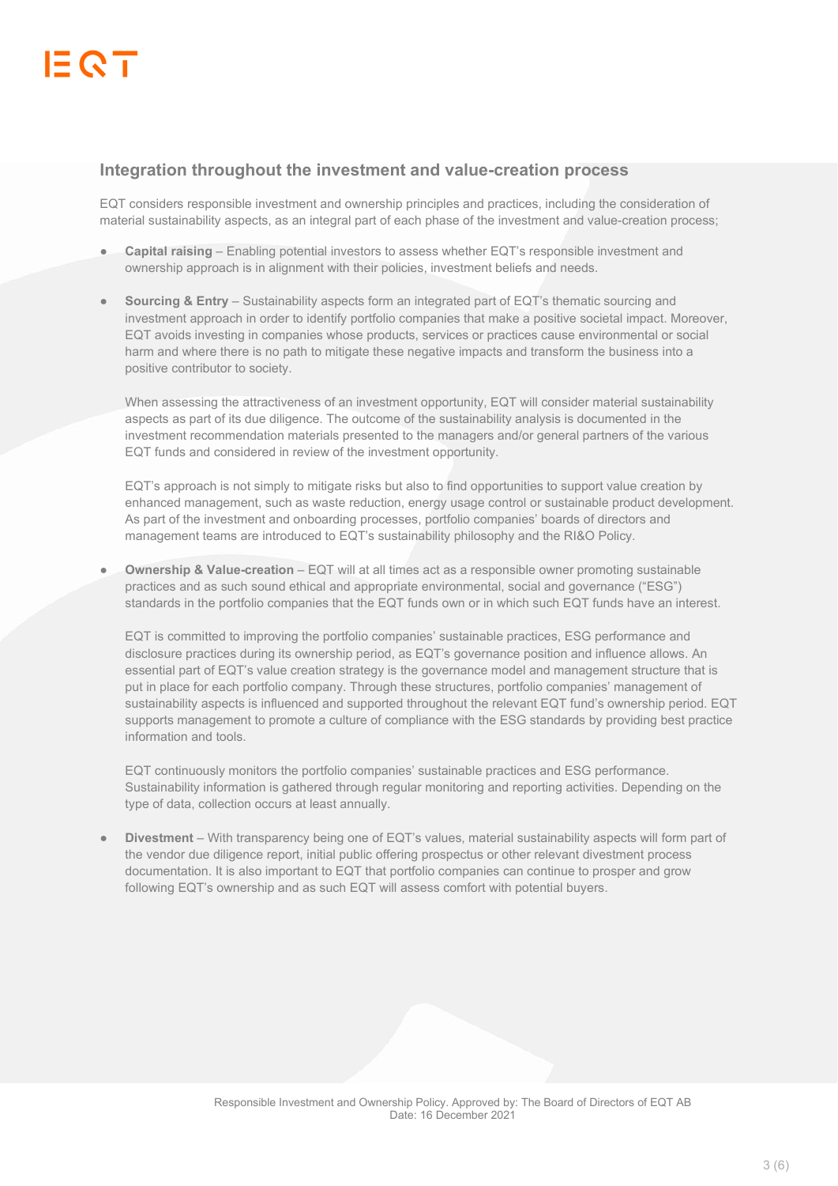## Integration throughout the investment and value-creation process

EQT considers responsible investment and ownership principles and practices, including the consideration of material sustainability aspects, as an integral part of each phase of the investment and value-creation process;

- **Capital raising** – Enabling potential investors to assess whether EQT's responsible investment and ownership approach is in alignment with their policies, investment beliefs and needs.

- **Sourcing & Entry** – Sustainability aspects form an integrated part of EQT's thematic sourcing and investment approach in order to identify portfolio companies that make a positive societal impact. Moreover, EQT avoids investing in companies whose products, services or practices cause environmental or social harm and where there is no path to mitigate these negative impacts and transform the business into a positive contributor to society.

  When assessing the attractiveness of an investment opportunity, EQT will consider material sustainability aspects as part of its due diligence. The outcome of the sustainability analysis is documented in the investment recommendation materials presented to the managers and/or general partners of the various EQT funds and considered in review of the investment opportunity.

  EQT's approach is not simply to mitigate risks but also to find opportunities to support value creation by enhanced management, such as waste reduction, energy usage control or sustainable product development. As part of the investment and onboarding processes, portfolio companies' boards of directors and management teams are introduced to EQT's sustainability philosophy and the RI&O Policy.

- **Ownership & Value-creation** – EQT will at all times act as a responsible owner promoting sustainable practices and as such sound ethical and appropriate environmental, social and governance ("ESG") standards in the portfolio companies that the EQT funds own or in which such EQT funds have an interest.

  EQT is committed to improving the portfolio companies' sustainable practices, ESG performance and disclosure practices during its ownership period, as EQT's governance position and influence allows. An essential part of EQT's value creation strategy is the governance model and management structure that is put in place for each portfolio company. Through these structures, portfolio companies' management of sustainability aspects is influenced and supported throughout the relevant EQT fund's ownership period. EQT supports management to promote a culture of compliance with the ESG standards by providing best practice information and tools.

  EQT continuously monitors the portfolio companies' sustainable practices and ESG performance. Sustainability information is gathered through regular monitoring and reporting activities. Depending on the type of data, collection occurs at least annually.

- **Divestment** – With transparency being one of EQT's values, material sustainability aspects will form part of the vendor due diligence report, initial public offering prospectus or other relevant divestment process documentation. It is also important to EQT that portfolio companies can continue to prosper and grow following EQT's ownership and as such EQT will assess comfort with potential buyers.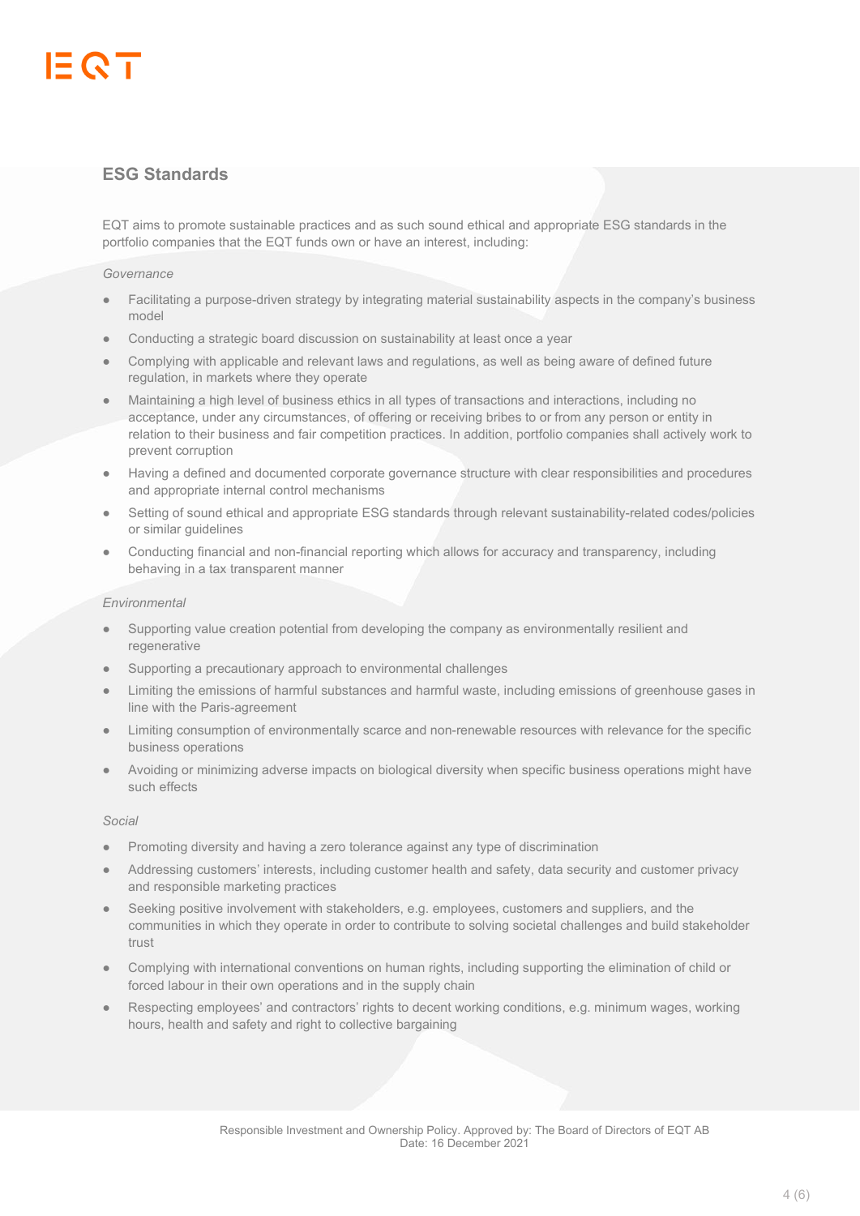## ESG Standards

EQT aims to promote sustainable practices and as such sound ethical and appropriate ESG standards in the portfolio companies that the EQT funds own or have an interest, including:

*Governance*

- Facilitating a purpose-driven strategy by integrating material sustainability aspects in the company's business model
- Conducting a strategic board discussion on sustainability at least once a year
- Complying with applicable and relevant laws and regulations, as well as being aware of defined future regulation, in markets where they operate
- Maintaining a high level of business ethics in all types of transactions and interactions, including no acceptance, under any circumstances, of offering or receiving bribes to or from any person or entity in relation to their business and fair competition practices. In addition, portfolio companies shall actively work to prevent corruption
- Having a defined and documented corporate governance structure with clear responsibilities and procedures and appropriate internal control mechanisms
- Setting of sound ethical and appropriate ESG standards through relevant sustainability-related codes/policies or similar guidelines
- Conducting financial and non-financial reporting which allows for accuracy and transparency, including behaving in a tax transparent manner

*Environmental*

- Supporting value creation potential from developing the company as environmentally resilient and regenerative
- Supporting a precautionary approach to environmental challenges
- Limiting the emissions of harmful substances and harmful waste, including emissions of greenhouse gases in line with the Paris-agreement
- Limiting consumption of environmentally scarce and non-renewable resources with relevance for the specific business operations
- Avoiding or minimizing adverse impacts on biological diversity when specific business operations might have such effects

*Social*

- Promoting diversity and having a zero tolerance against any type of discrimination
- Addressing customers' interests, including customer health and safety, data security and customer privacy and responsible marketing practices
- Seeking positive involvement with stakeholders, e.g. employees, customers and suppliers, and the communities in which they operate in order to contribute to solving societal challenges and build stakeholder trust
- Complying with international conventions on human rights, including supporting the elimination of child or forced labour in their own operations and in the supply chain
- Respecting employees' and contractors' rights to decent working conditions, e.g. minimum wages, working hours, health and safety and right to collective bargaining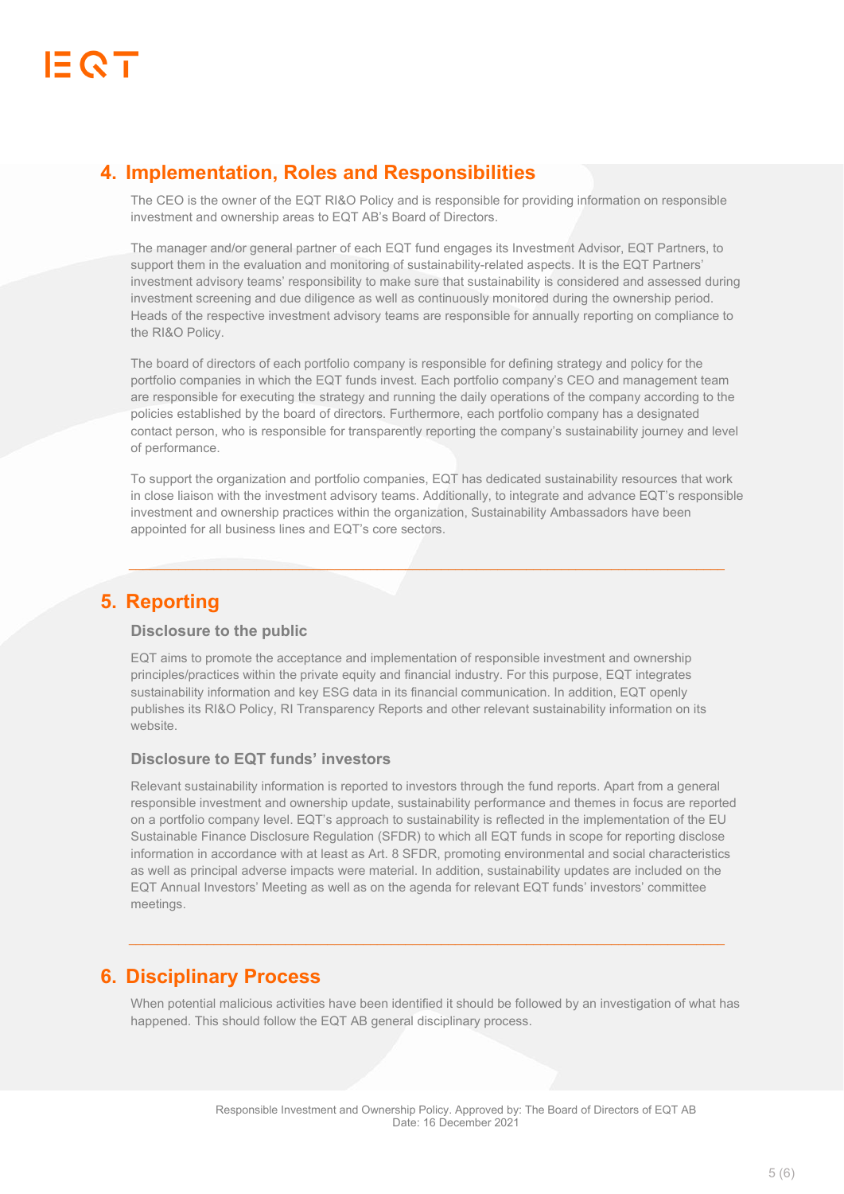## 4. Implementation, Roles and Responsibilities

The CEO is the owner of the EQT RI&O Policy and is responsible for providing information on responsible investment and ownership areas to EQT AB's Board of Directors.

The manager and/or general partner of each EQT fund engages its Investment Advisor, EQT Partners, to support them in the evaluation and monitoring of sustainability-related aspects. It is the EQT Partners' investment advisory teams' responsibility to make sure that sustainability is considered and assessed during investment screening and due diligence as well as continuously monitored during the ownership period. Heads of the respective investment advisory teams are responsible for annually reporting on compliance to the RI&O Policy.

The board of directors of each portfolio company is responsible for defining strategy and policy for the portfolio companies in which the EQT funds invest. Each portfolio company's CEO and management team are responsible for executing the strategy and running the daily operations of the company according to the policies established by the board of directors. Furthermore, each portfolio company has a designated contact person, who is responsible for transparently reporting the company's sustainability journey and level of performance.

To support the organization and portfolio companies, EQT has dedicated sustainability resources that work in close liaison with the investment advisory teams. Additionally, to integrate and advance EQT's responsible investment and ownership practices within the organization, Sustainability Ambassadors have been appointed for all business lines and EQT's core sectors.

## 5. Reporting

### Disclosure to the public

EQT aims to promote the acceptance and implementation of responsible investment and ownership principles/practices within the private equity and financial industry. For this purpose, EQT integrates sustainability information and key ESG data in its financial communication. In addition, EQT openly publishes its RI&O Policy, RI Transparency Reports and other relevant sustainability information on its website.

### Disclosure to EQT funds' investors

Relevant sustainability information is reported to investors through the fund reports. Apart from a general responsible investment and ownership update, sustainability performance and themes in focus are reported on a portfolio company level. EQT's approach to sustainability is reflected in the implementation of the EU Sustainable Finance Disclosure Regulation (SFDR) to which all EQT funds in scope for reporting disclose information in accordance with at least as Art. 8 SFDR, promoting environmental and social characteristics as well as principal adverse impacts were material. In addition, sustainability updates are included on the EQT Annual Investors' Meeting as well as on the agenda for relevant EQT funds' investors' committee meetings.

## 6. Disciplinary Process

When potential malicious activities have been identified it should be followed by an investigation of what has happened. This should follow the EQT AB general disciplinary process.

Responsible Investment and Ownership Policy. Approved by: The Board of Directors of EQT AB
Date: 16 December 2021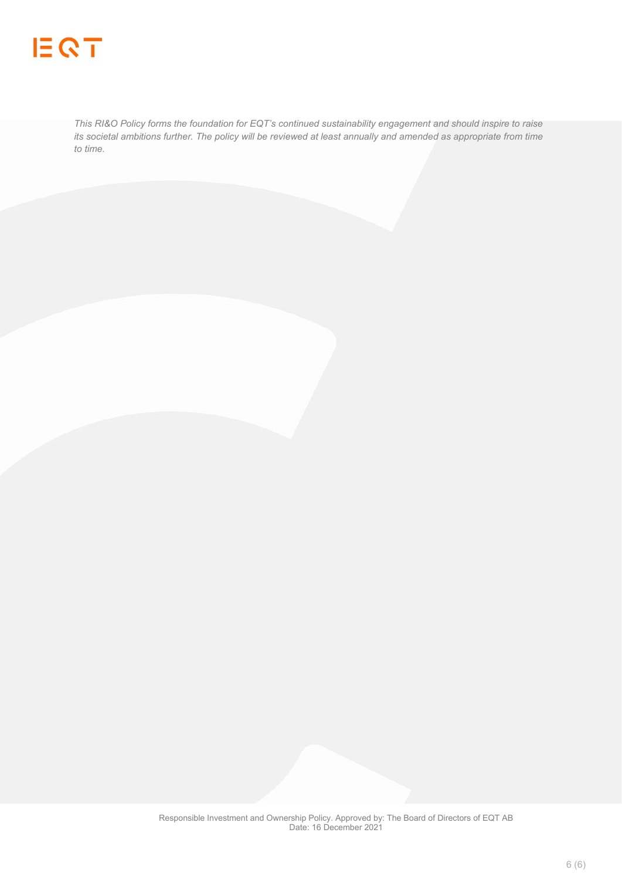*This RI&O Policy forms the foundation for EQT's continued sustainability engagement and should inspire to raise its societal ambitions further. The policy will be reviewed at least annually and amended as appropriate from time to time.*